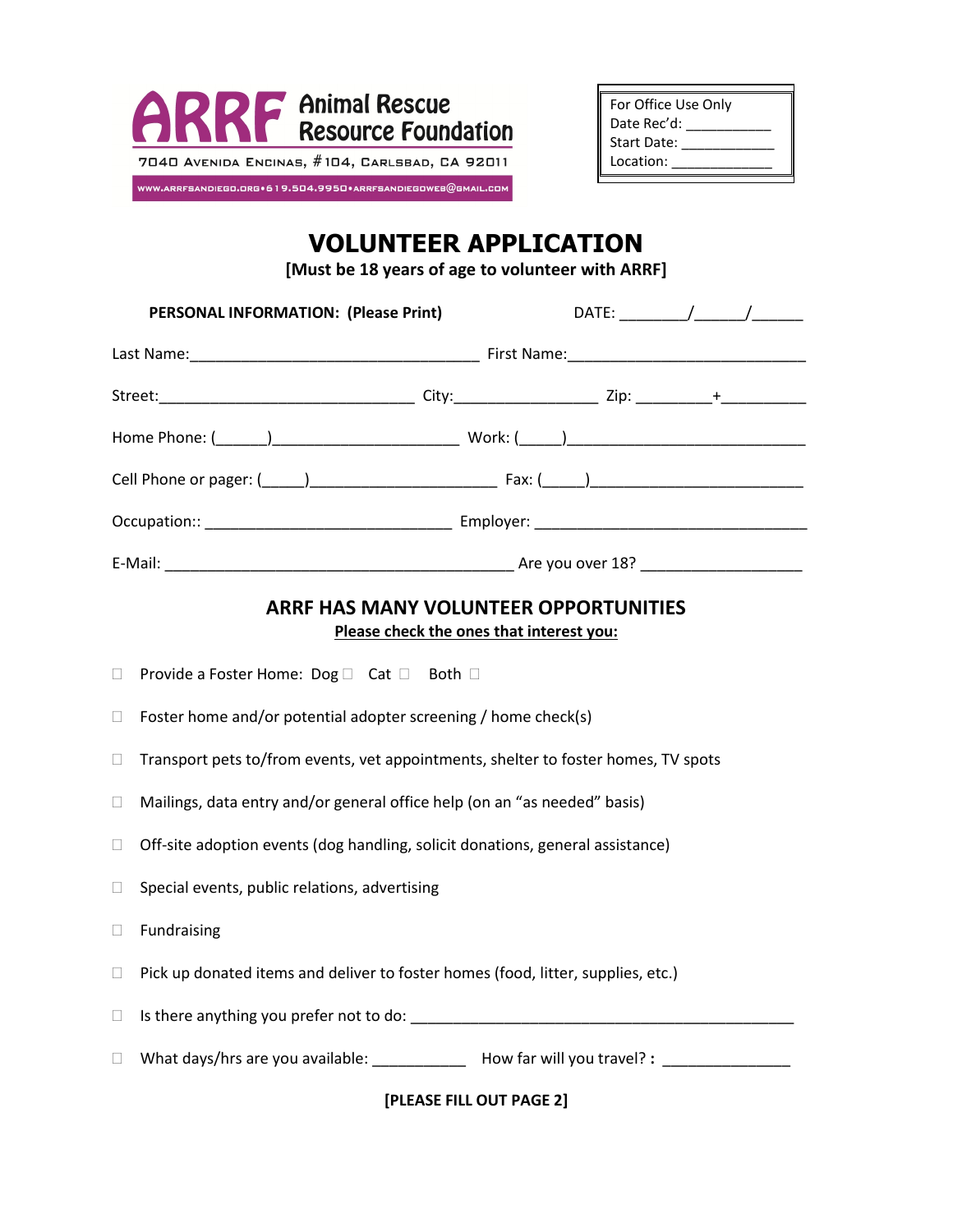# ARRF Animal Rescue Resource Foundation

7040 Avenida Encinas, #104, Carlsbad, CA 92011

www.arrfsandiego.org•619.504.9950•arrfsandiegoweb@gmail.com

For Office Use Only
Date Rec'd: ___________
Start Date: ____________
Location: _____________

# VOLUNTEER APPLICATION

**[Must be 18 years of age to volunteer with ARRF]**

**PERSONAL INFORMATION: (Please Print)** DATE: ________/______/______

Last Name:__________________________________ First Name:___________________________

Street:______________________________ City:_________________ Zip: _________+__________

Home Phone: (______)_____________________ Work: (_____)____________________________

Cell Phone or pager: (_____)_____________________ Fax: (_____)_________________________

Occupation:: _____________________________ Employer: ________________________________

E-Mail: __________________________________________ Are you over 18? __________________

## ARRF HAS MANY VOLUNTEER OPPORTUNITIES

**Please check the ones that interest you:**

- ☐ Provide a Foster Home: Dog ☐ Cat ☐ Both ☐
- ☐ Foster home and/or potential adopter screening / home check(s)
- ☐ Transport pets to/from events, vet appointments, shelter to foster homes, TV spots
- ☐ Mailings, data entry and/or general office help (on an "as needed" basis)
- ☐ Off-site adoption events (dog handling, solicit donations, general assistance)
- ☐ Special events, public relations, advertising
- ☐ Fundraising
- ☐ Pick up donated items and deliver to foster homes (food, litter, supplies, etc.)
- ☐ Is there anything you prefer not to do: _____________________________________________
- ☐ What days/hrs are you available: ___________ How far will you travel? **:** _______________

**[PLEASE FILL OUT PAGE 2]**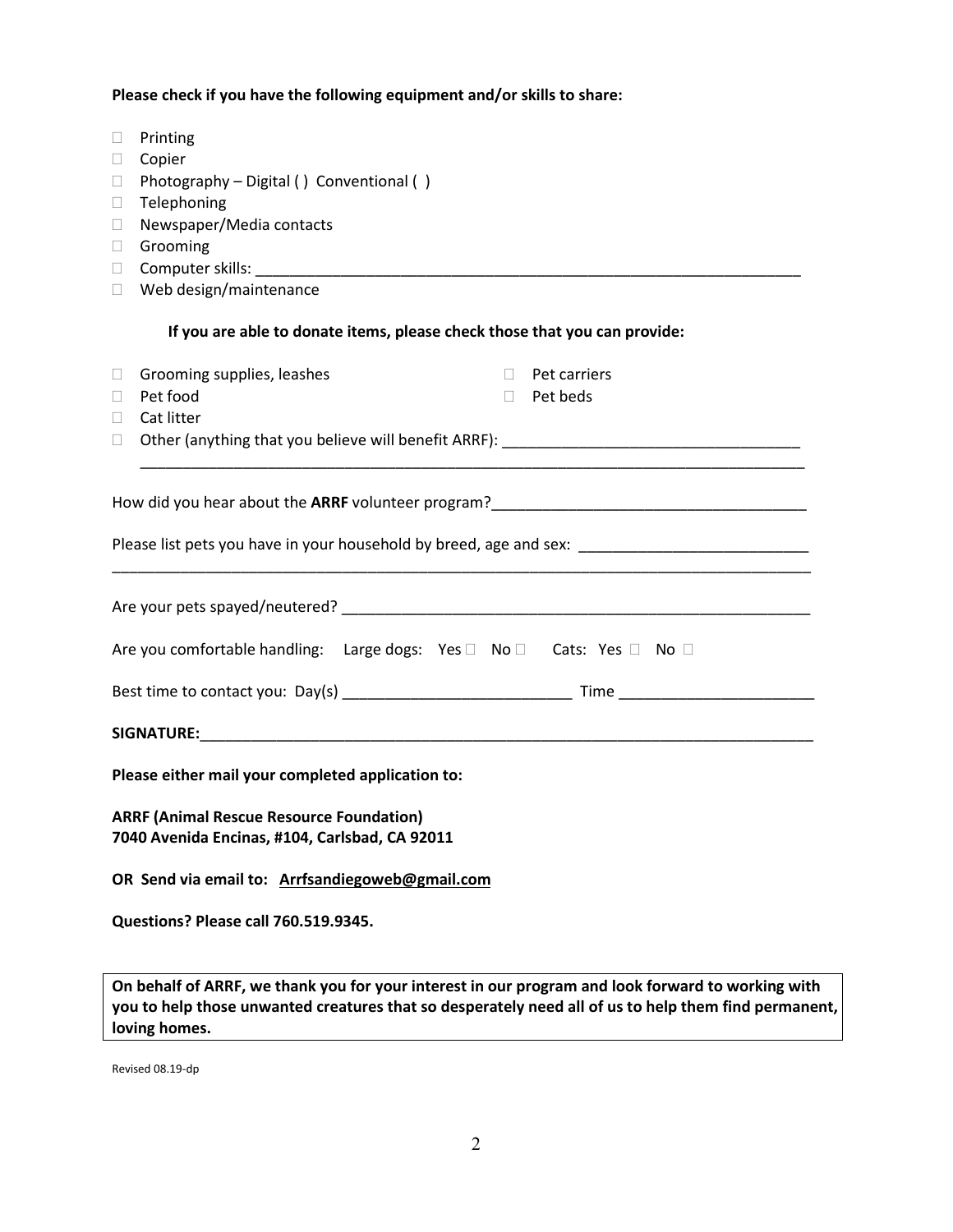**Please check if you have the following equipment and/or skills to share:**

- ☐ Printing
- ☐ Copier
- ☐ Photography – Digital ( ) Conventional ( )
- ☐ Telephoning
- ☐ Newspaper/Media contacts
- ☐ Grooming
- ☐ Computer skills: ___________________________________________________________________
- ☐ Web design/maintenance

**If you are able to donate items, please check those that you can provide:**

- ☐ Grooming supplies, leashes
- ☐ Pet carriers
- ☐ Pet food
- ☐ Pet beds
- ☐ Cat litter
- ☐ Other (anything that you believe will benefit ARRF): ___________________________________
_________________________________________________________________________________

How did you hear about the **ARRF** volunteer program?_____________________________________

Please list pets you have in your household by breed, age and sex: ___________________________
_________________________________________________________________________________

Are your pets spayed/neutered? _______________________________________________________

Are you comfortable handling: Large dogs: Yes ☐ No ☐ Cats: Yes ☐ No ☐

Best time to contact you: Day(s) ___________________________ Time _______________________

**SIGNATURE:**___________________________________________________________________

**Please either mail your completed application to:**

**ARRF (Animal Rescue Resource Foundation)**
**7040 Avenida Encinas, #104, Carlsbad, CA 92011**

**OR Send via email to: Arrfsandiegoweb@gmail.com**

**Questions? Please call 760.519.9345.**

**On behalf of ARRF, we thank you for your interest in our program and look forward to working with you to help those unwanted creatures that so desperately need all of us to help them find permanent, loving homes.**

Revised 08.19-dp